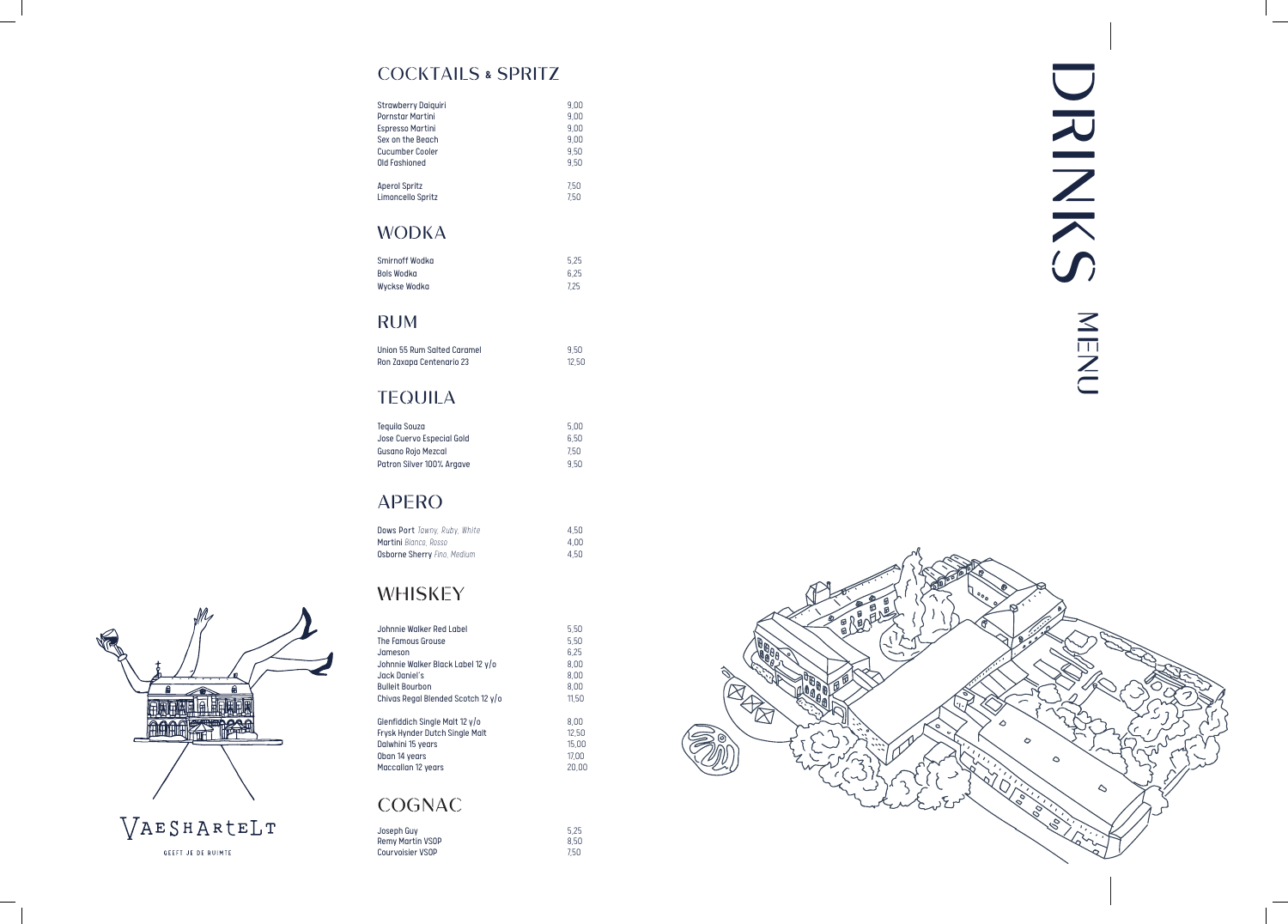# DRINKS MENU

## COCKTAILS & SPRITZ

| | |
|---|---|
| Strawberry Daiquiri | 9,00 |
| Pornstar Martini | 9,00 |
| Espresso Martini | 9,00 |
| Sex on the Beach | 9,00 |
| Cucumber Cooler | 9,50 |
| Old Fashioned | 9,50 |
| Aperol Spritz | 7,50 |
| Limoncello Spritz | 7,50 |

## WODKA

| | |
|---|---|
| Smirnoff Wodka | 5,25 |
| Bols Wodka | 6,25 |
| Wyckse Wodka | 7,25 |

## RUM

| | |
|---|---|
| Union 55 Rum Salted Caramel | 9,50 |
| Ron Zaxapa Centenario 23 | 12,50 |

## TEQUILA

| | |
|---|---|
| Tequila Souza | 5,00 |
| Jose Cuervo Especial Gold | 6,50 |
| Gusano Rojo Mezcal | 7,50 |
| Patron Silver 100% Argave | 9,50 |

## APERO

| | |
|---|---|
| **Dows Port** *Tawny, Ruby, White* | 4,50 |
| **Martini** *Blanco, Rosso* | 4,00 |
| **Osborne Sherry** *Fino, Medium* | 4,50 |

## WHISKEY

| | |
|---|---|
| Johnnie Walker Red Label | 5,50 |
| The Famous Grouse | 5,50 |
| Jameson | 6,25 |
| Johnnie Walker Black Label 12 y/o | 8,00 |
| Jack Daniel's | 8,00 |
| Bulleit Bourbon | 8,00 |
| Chivas Regal Blended Scotch 12 y/o | 11,50 |
| Glenfiddich Single Malt 12 y/o | 8,00 |
| Frysk Hynder Dutch Single Malt | 12,50 |
| Dalwhini 15 years | 15,00 |
| Oban 14 years | 17,00 |
| Maccallan 12 years | 20,00 |

## COGNAC

| | |
|---|---|
| Joseph Guy | 5,25 |
| Remy Martin VSOP | 8,50 |
| Courvoisier VSOP | 7,50 |

VAESHARTELT

GEEFT JE DE RUIMTE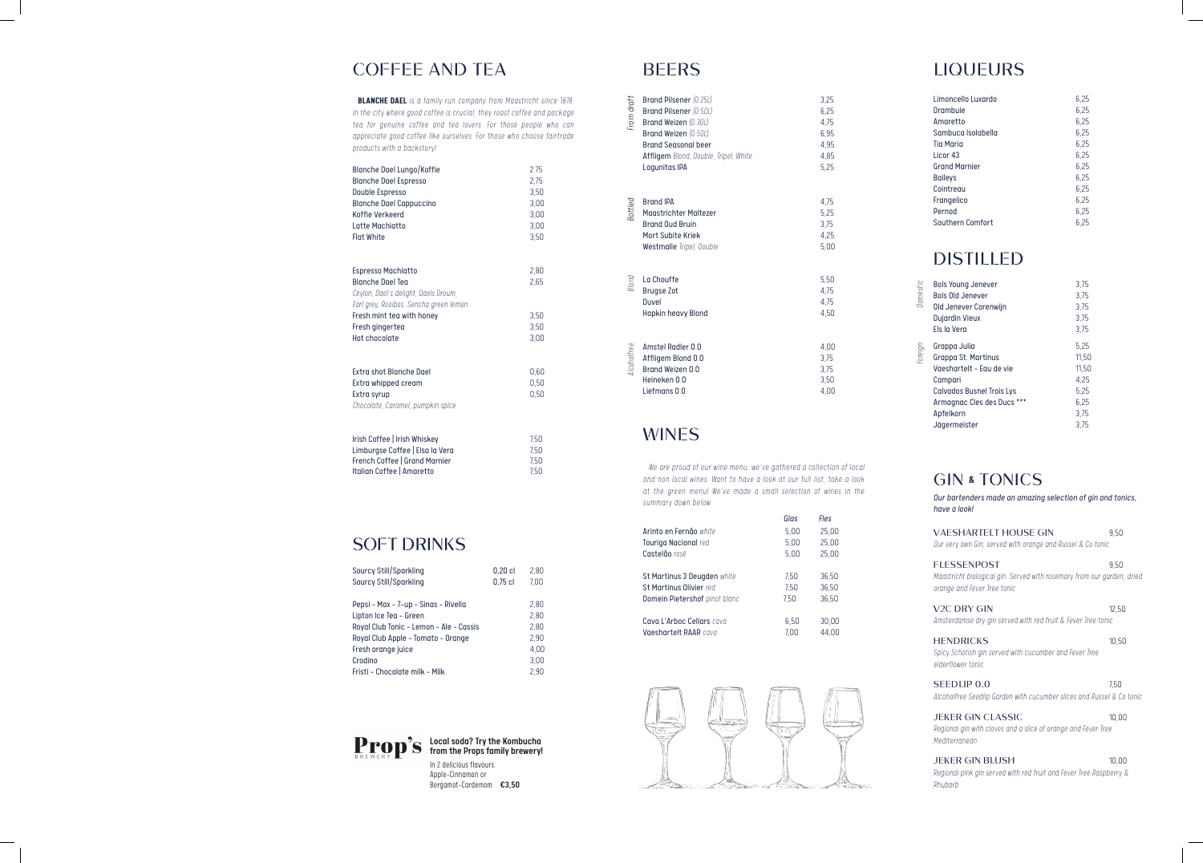# COFFEE AND TEA

**BLANCHE DAEL** *is a family run company from Maastricht since 1878. In the city where good coffee is crucial, they roast coffee and package tea for genuine coffee and tea lovers. For those people who can appreciate good coffee like ourselves. For those who choose fairtrade products with a backstory!*

| | |
|---|---|
| Blanche Dael Lungo/Koffie | 2,75 |
| Blanche Dael Espresso | 2,75 |
| Double Espresso | 3,50 |
| Blanche Dael Cappuccino | 3,00 |
| Koffie Verkeerd | 3,00 |
| Latte Machiatto | 3,00 |
| Flat White | 3,50 |

| | |
|---|---|
| Espresso Machiatto | 2,80 |
| Blanche Dael Tea<br>*Ceylon, Dael's delight, Daels Droum, Earl grey, Rooibos, Sencha green lemon* | 2,65 |
| Fresh mint tea with honey | 3,50 |
| Fresh gingertea | 3,50 |
| Hot chocolate | 3,00 |

| | |
|---|---|
| Extra shot Blanche Dael | 0,60 |
| Extra whipped cream | 0,50 |
| Extra syrup<br>*Chocolate, Caramel, pumpkin spice* | 0,50 |

| | |
|---|---|
| Irish Coffee \| Irish Whiskey | 7,50 |
| Limburgse Coffee \| Elsa la Vera | 7,50 |
| French Coffee \| Grand Marnier | 7,50 |
| Italian Coffee \| Amaretto | 7,50 |

# SOFT DRINKS

| | | |
|---|---|---|
| Sourcy Still/Sparkling | 0,20 cl | 2,80 |
| Sourcy Still/Sparkling | 0,75 cl | 7,00 |
| Pepsi - Max - 7-up - Sinas - Rivella | | 2,80 |
| Lipton Ice Tea - Green | | 2,80 |
| Royal Club Tonic - Lemon - Ale - Cassis | | 2,80 |
| Royal Club Apple - Tomato - Orange | | 2,90 |
| Fresh orange juice | | 4,00 |
| Crodino | | 3,00 |
| Fristi - Chocolate milk - Milk | | 2,90 |

Prop's BREWERY

**Local soda? Try the Kombucha from the Props family brewery!**

In 2 delicious flavours:
Apple-Cinnamon or
Bergamot-Cardemom **€3,50**

# BEERS

| | | |
|---|---|---|
| *From draft* | Brand Pilsener *(0.25L)* | 3,25 |
| | Brand Pilsener *(0.50L)* | 6,25 |
| | Brand Weizen *(0.30L)* | 4,75 |
| | Brand Weizen *(0.50L)* | 6,95 |
| | Brand Seasonal beer | 4,95 |
| | Affligem *Blond, Double, Tripel, White* | 4,85 |
| | Lagunitas IPA | 5,25 |
| *Bottled* | Brand IPA | 4,75 |
| | Maastrichter Maltezer | 5,25 |
| | Brand Oud Bruin | 3,75 |
| | Mort Subite Kriek | 4,25 |
| | Westmalle *Tripel, Double* | 5,00 |
| *Blond* | La Chouffe | 5,50 |
| | Brugse Zot | 4,75 |
| | Duvel | 4,75 |
| | Hapkin heavy Blond | 4,50 |
| *Alcoholfree* | Amstel Radler 0.0 | 4,00 |
| | Affligem Blond 0.0 | 3,75 |
| | Brand Weizen 0.0 | 3,75 |
| | Heineken 0.0 | 3,50 |
| | Liefmans 0.0 | 4,00 |

# WINES

*We are proud of our wine menu, we've gathered a collection of local and non local wines. Want to have a look at our full list, take a look at the green menu! We've made a small selection of wines in the summary down below.*

| | *Glas* | *Fles* |
|---|---|---|
| Arinto en Fernão *white* | 5,00 | 25,00 |
| Touriga Nacional *red* | 5,00 | 25,00 |
| Castelão *rosé* | 5,00 | 25,00 |
| St Martinus 3 Deugden *white* | 7,50 | 36,50 |
| St Martinus Olivier *red* | 7,50 | 36,50 |
| Domein Pietershof *pinot blanc* | 7,50 | 36,50 |
| Cava L'Arboc Cellars *cava* | 6,50 | 30,00 |
| Vaeshartelt RAAR *cava* | 7,00 | 44,00 |

# LIQUEURS

| | |
|---|---|
| Limoncello Luxardo | 6,25 |
| Drambuie | 6,25 |
| Amaretto | 6,25 |
| Sambuca Isolabella | 6,25 |
| Tia Maria | 6,25 |
| Licor 43 | 6,25 |
| Grand Marnier | 6,25 |
| Baileys | 6,25 |
| Cointreau | 6,25 |
| Frangelico | 6,25 |
| Pernod | 6,25 |
| Southern Comfort | 6,25 |

# DISTILLED

| | | |
|---|---|---|
| *Domestic* | Bols Young Jenever | 3,75 |
| | Bols Old Jenever | 3,75 |
| | Old Jenever Corenwijn | 3,75 |
| | Dujardin Vieux | 3,75 |
| | Els la Vera | 3,75 |
| *Foreign* | Grappa Julia | 5,25 |
| | Grappa St. Martinus | 11,50 |
| | Vaeshartelt - Eau de vie | 11,50 |
| | Campari | 4,25 |
| | Calvados Busnel Trois Lys | 5,25 |
| | Armagnac Cles des Ducs *** | 6,25 |
| | Apfelkorn | 3,75 |
| | Jägermeister | 3,75 |

# GIN & TONICS

***Our bartenders made an amazing selection of gin and tonics, have a look!***

**VAESHARTELT HOUSE GIN** 9,50
*Our very own Gin, served with orange and Russel & Co tonic*

**FLESSENPOST** 9,50
*Maastricht biological gin. Served with rosemary from our garden, dried orange and Fever Tree tonic*

**V2C DRY GIN** 12,50
*Amsterdamse dry gin served with red fruit & Fever Tree tonic*

**HENDRICKS** 10,50
*Spicy Schotish gin served with cucumber and Fever Tree elderflower tonic*

**SEEDLIP 0.0** 7,50
*Alcoholfree Seedlip Garden with cucumber slices and Russel & Co tonic*

**JEKER GIN CLASSIC** 10,00
*Regional gin with cloves and a slice of orange and Fever Tree Mediterranean*

**JEKER GIN BLUSH** 10,00
*Regional pink gin served with red fruit and Fever Tree Raspberry & Rhubarb*